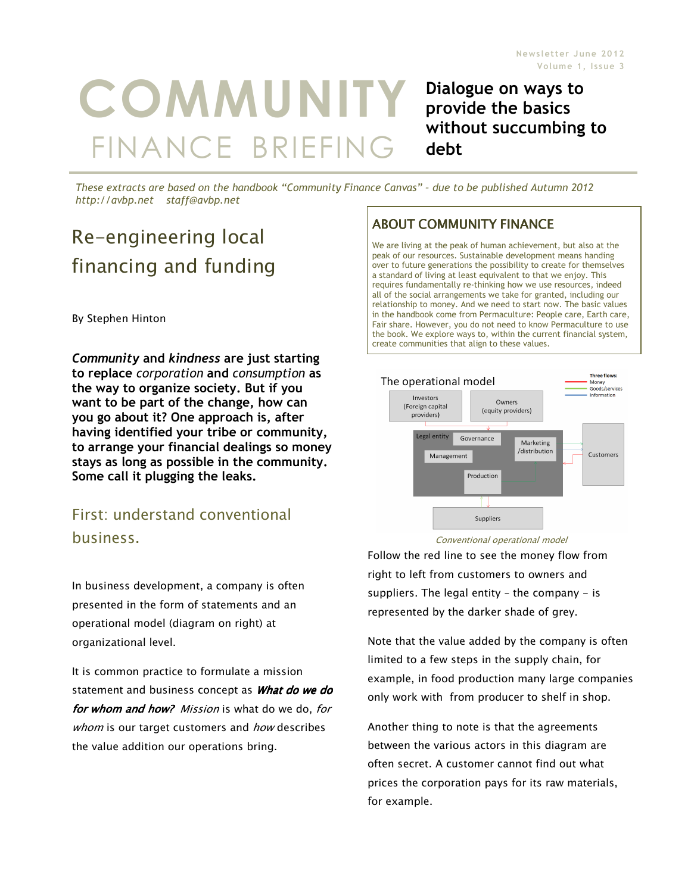# COMMUNITY FINANCE BRIEFING

**Dialogue on ways to provide the basics without succumbing to debt**

*These extracts are based on the handbook "Community Finance Canvas" – due to be published Autumn 2012 http://avbp.net staff@avbp.net*

## Re-engineering local financing and funding

By Stephen Hinton

***Community* and *kindness* are just starting to replace *corporation* and *consumption* as the way to organize society. But if you want to be part of the change, how can you go about it? One approach is, after having identified your tribe or community, to arrange your financial dealings so money stays as long as possible in the community. Some call it plugging the leaks.**

### First: understand conventional business.

In business development, a company is often presented in the form of statements and an operational model (diagram on right) at organizational level.

It is common practice to formulate a mission statement and business concept as ***What do we do for whom and how?*** *Mission* is what do we do, *for whom* is our target customers and *how* describes the value addition our operations bring.

### ABOUT COMMUNITY FINANCE

We are living at the peak of human achievement, but also at the peak of our resources. Sustainable development means handing over to future generations the possibility to create for themselves a standard of living at least equivalent to that we enjoy. This requires fundamentally re-thinking how we use resources, indeed all of the social arrangements we take for granted, including our relationship to money. And we need to start now. The basic values in the handbook come from Permaculture: People care, Earth care, Fair share. However, you do not need to know Permaculture to use the book. We explore ways to, within the current financial system, create communities that align to these values.

The operational model

Three flows: Money, Goods/services, Information

Investors (Foreign capital providers) | Owners (equity providers) | Legal entity | Governance | Management | Marketing /distribution | Production | Customers | Suppliers

*Conventional operational model*

Follow the red line to see the money flow from right to left from customers to owners and suppliers. The legal entity – the company – is represented by the darker shade of grey.

Note that the value added by the company is often limited to a few steps in the supply chain, for example, in food production many large companies only work with from producer to shelf in shop.

Another thing to note is that the agreements between the various actors in this diagram are often secret. A customer cannot find out what prices the corporation pays for its raw materials, for example.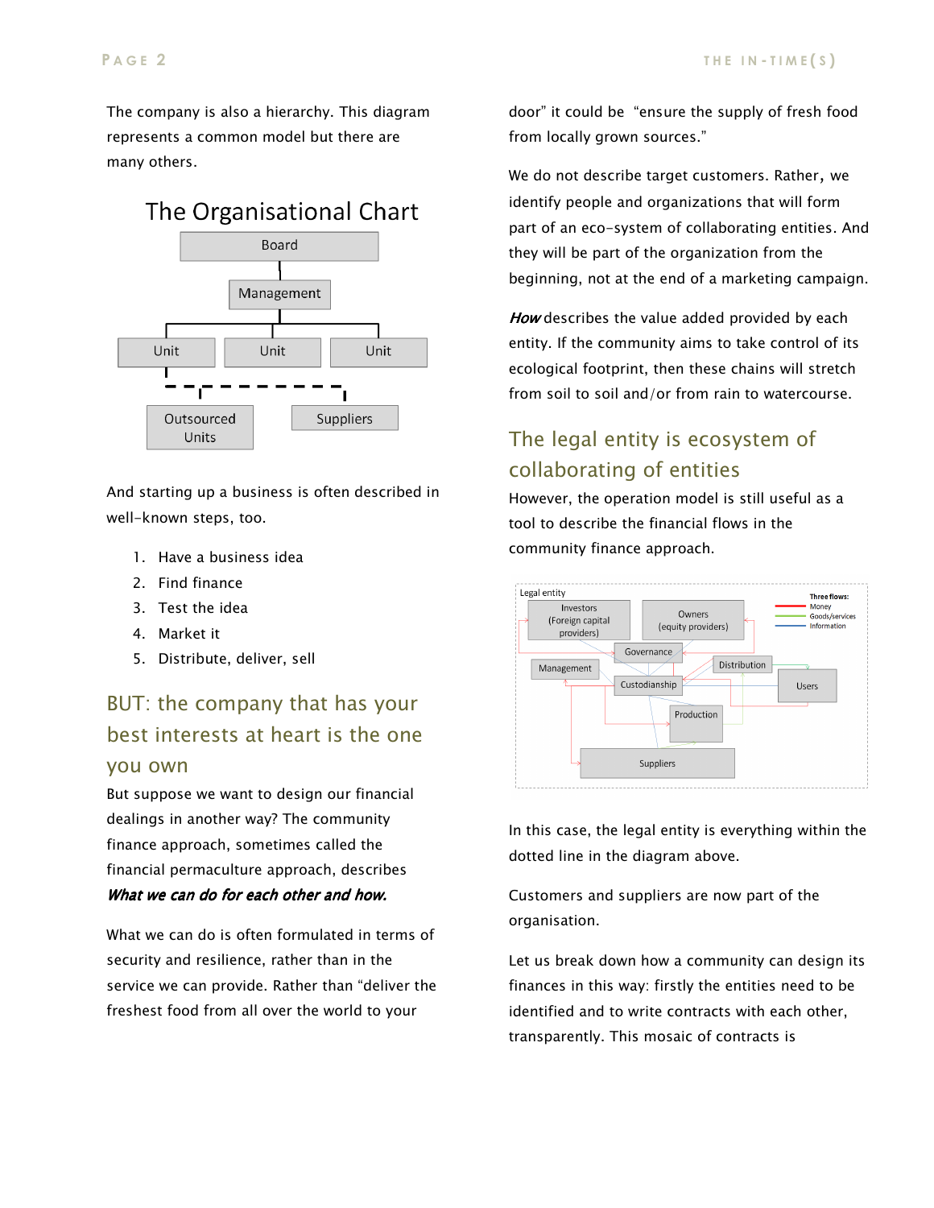The company is also a hierarchy. This diagram represents a common model but there are many others.

The Organisational Chart

Board

Management

Unit | Unit | Unit

Outsourced Units | Suppliers

And starting up a business is often described in well-known steps, too.

1. Have a business idea
2. Find finance
3. Test the idea
4. Market it
5. Distribute, deliver, sell

## BUT: the company that has your best interests at heart is the one you own

But suppose we want to design our financial dealings in another way? The community finance approach, sometimes called the financial permaculture approach, describes ***What we can do for each other and how.***

What we can do is often formulated in terms of security and resilience, rather than in the service we can provide. Rather than "deliver the freshest food from all over the world to your door" it could be "ensure the supply of fresh food from locally grown sources."

We do not describe target customers. Rather, we identify people and organizations that will form part of an eco-system of collaborating entities. And they will be part of the organization from the beginning, not at the end of a marketing campaign.

***How*** describes the value added provided by each entity. If the community aims to take control of its ecological footprint, then these chains will stretch from soil to soil and/or from rain to watercourse.

## The legal entity is ecosystem of collaborating of entities

However, the operation model is still useful as a tool to describe the financial flows in the community finance approach.

Legal entity

Three flows: Money, Goods/services, Information

Investors (Foreign capital providers) | Owners (equity providers) | Governance | Management | Custodianship | Distribution | Users | Production | Suppliers

In this case, the legal entity is everything within the dotted line in the diagram above.

Customers and suppliers are now part of the organisation.

Let us break down how a community can design its finances in this way: firstly the entities need to be identified and to write contracts with each other, transparently. This mosaic of contracts is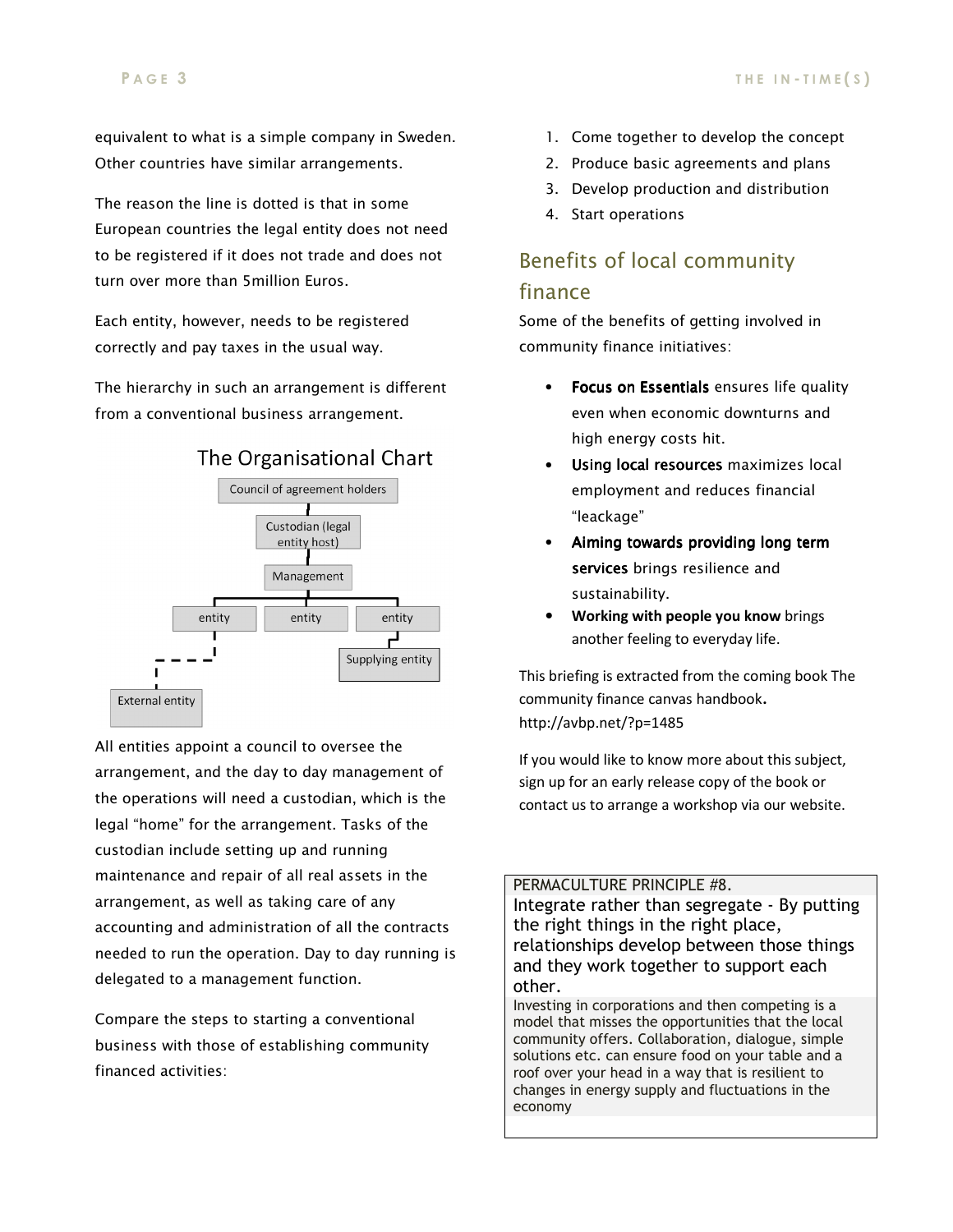equivalent to what is a simple company in Sweden. Other countries have similar arrangements.

The reason the line is dotted is that in some European countries the legal entity does not need to be registered if it does not trade and does not turn over more than 5million Euros.

Each entity, however, needs to be registered correctly and pay taxes in the usual way.

The hierarchy in such an arrangement is different from a conventional business arrangement.

The Organisational Chart

Council of agreement holders

Custodian (legal entity host)

Management

entity

entity

entity

Supplying entity

External entity

All entities appoint a council to oversee the arrangement, and the day to day management of the operations will need a custodian, which is the legal "home" for the arrangement. Tasks of the custodian include setting up and running maintenance and repair of all real assets in the arrangement, as well as taking care of any accounting and administration of all the contracts needed to run the operation. Day to day running is delegated to a management function.

Compare the steps to starting a conventional business with those of establishing community financed activities:

1. Come together to develop the concept
2. Produce basic agreements and plans
3. Develop production and distribution
4. Start operations

## Benefits of local community finance

Some of the benefits of getting involved in community finance initiatives:

- **Focus on Essentials** ensures life quality even when economic downturns and high energy costs hit.
- **Using local resources** maximizes local employment and reduces financial "leackage"
- **Aiming towards providing long term services** brings resilience and sustainability.
- **Working with people you know** brings another feeling to everyday life.

This briefing is extracted from the coming book The community finance canvas handbook**.** http://avbp.net/?p=1485

If you would like to know more about this subject, sign up for an early release copy of the book or contact us to arrange a workshop via our website.

PERMACULTURE PRINCIPLE #8.

Integrate rather than segregate - By putting the right things in the right place, relationships develop between those things and they work together to support each other.

Investing in corporations and then competing is a model that misses the opportunities that the local community offers. Collaboration, dialogue, simple solutions etc. can ensure food on your table and a roof over your head in a way that is resilient to changes in energy supply and fluctuations in the economy